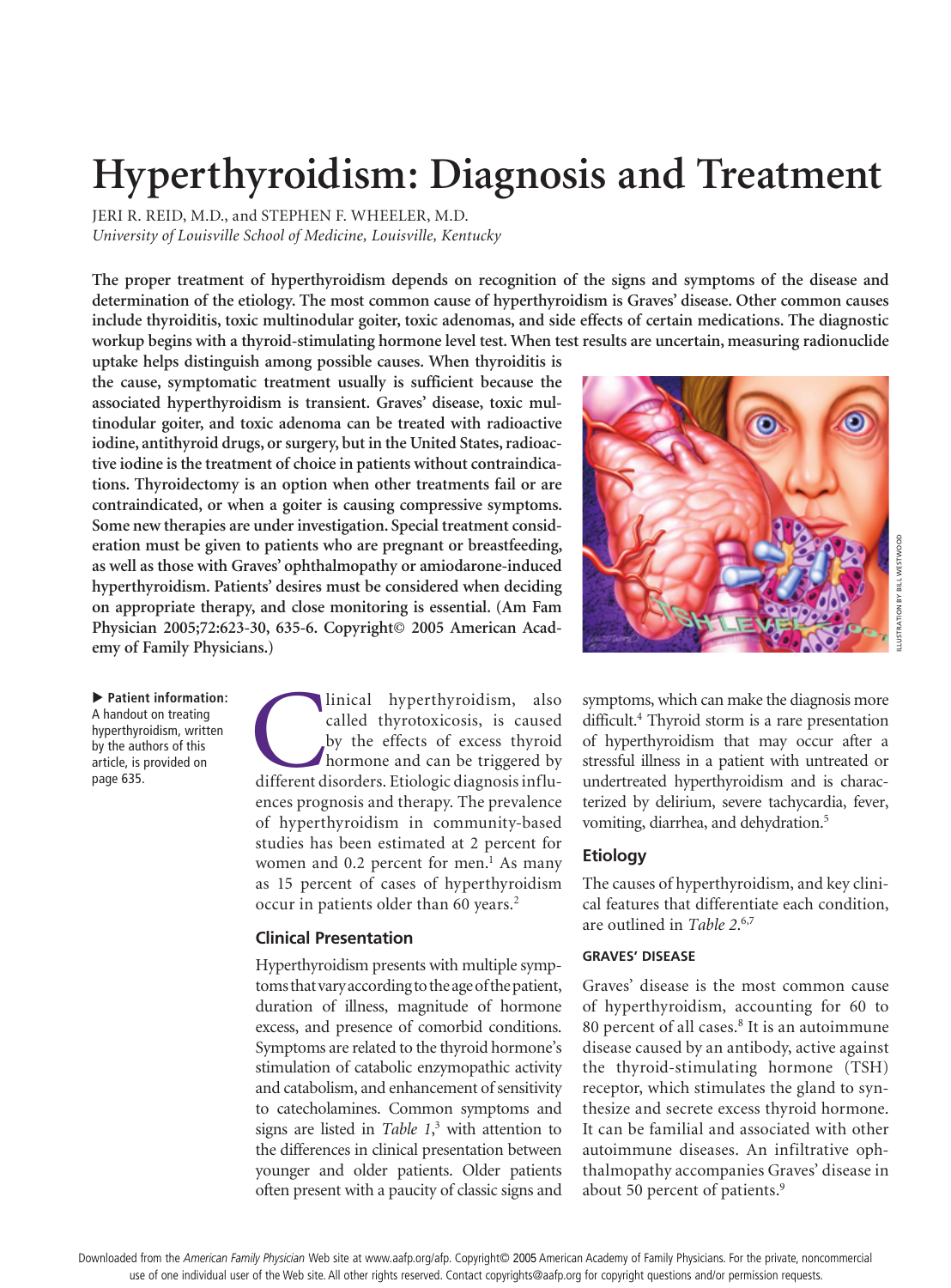# Hyperthyroidism: Diagnosis and Treatment

JERI R. REID, M.D., and STEPHEN F. WHEELER, M.D.
*University of Louisville School of Medicine, Louisville, Kentucky*

**The proper treatment of hyperthyroidism depends on recognition of the signs and symptoms of the disease and determination of the etiology. The most common cause of hyperthyroidism is Graves' disease. Other common causes include thyroiditis, toxic multinodular goiter, toxic adenomas, and side effects of certain medications. The diagnostic workup begins with a thyroid-stimulating hormone level test. When test results are uncertain, measuring radionuclide uptake helps distinguish among possible causes. When thyroiditis is the cause, symptomatic treatment usually is sufficient because the associated hyperthyroidism is transient. Graves' disease, toxic multinodular goiter, and toxic adenoma can be treated with radioactive iodine, antithyroid drugs, or surgery, but in the United States, radioactive iodine is the treatment of choice in patients without contraindications. Thyroidectomy is an option when other treatments fail or are contraindicated, or when a goiter is causing compressive symptoms. Some new therapies are under investigation. Special treatment consideration must be given to patients who are pregnant or breastfeeding, as well as those with Graves' ophthalmopathy or amiodarone-induced hyperthyroidism. Patients' desires must be considered when deciding on appropriate therapy, and close monitoring is essential. (Am Fam Physician 2005;72:623-30, 635-6. Copyright© 2005 American Academy of Family Physicians.)**

ILLUSTRATION BY BILL WESTWOOD

▶ **Patient information:** A handout on treating hyperthyroidism, written by the authors of this article, is provided on page 635.

Clinical hyperthyroidism, also called thyrotoxicosis, is caused by the effects of excess thyroid hormone and can be triggered by different disorders. Etiologic diagnosis influences prognosis and therapy. The prevalence of hyperthyroidism in community-based studies has been estimated at 2 percent for women and 0.2 percent for men.[1] As many as 15 percent of cases of hyperthyroidism occur in patients older than 60 years.[2]

## Clinical Presentation

Hyperthyroidism presents with multiple symptoms that vary according to the age of the patient, duration of illness, magnitude of hormone excess, and presence of comorbid conditions. Symptoms are related to the thyroid hormone's stimulation of catabolic enzymopathic activity and catabolism, and enhancement of sensitivity to catecholamines. Common symptoms and signs are listed in *Table 1*,[3] with attention to the differences in clinical presentation between younger and older patients. Older patients often present with a paucity of classic signs and symptoms, which can make the diagnosis more difficult.[4] Thyroid storm is a rare presentation of hyperthyroidism that may occur after a stressful illness in a patient with untreated or undertreated hyperthyroidism and is characterized by delirium, severe tachycardia, fever, vomiting, diarrhea, and dehydration.[5]

## Etiology

The causes of hyperthyroidism, and key clinical features that differentiate each condition, are outlined in *Table 2*.[6,7]

### GRAVES' DISEASE

Graves' disease is the most common cause of hyperthyroidism, accounting for 60 to 80 percent of all cases.[8] It is an autoimmune disease caused by an antibody, active against the thyroid-stimulating hormone (TSH) receptor, which stimulates the gland to synthesize and secrete excess thyroid hormone. It can be familial and associated with other autoimmune diseases. An infiltrative ophthalmopathy accompanies Graves' disease in about 50 percent of patients.[9]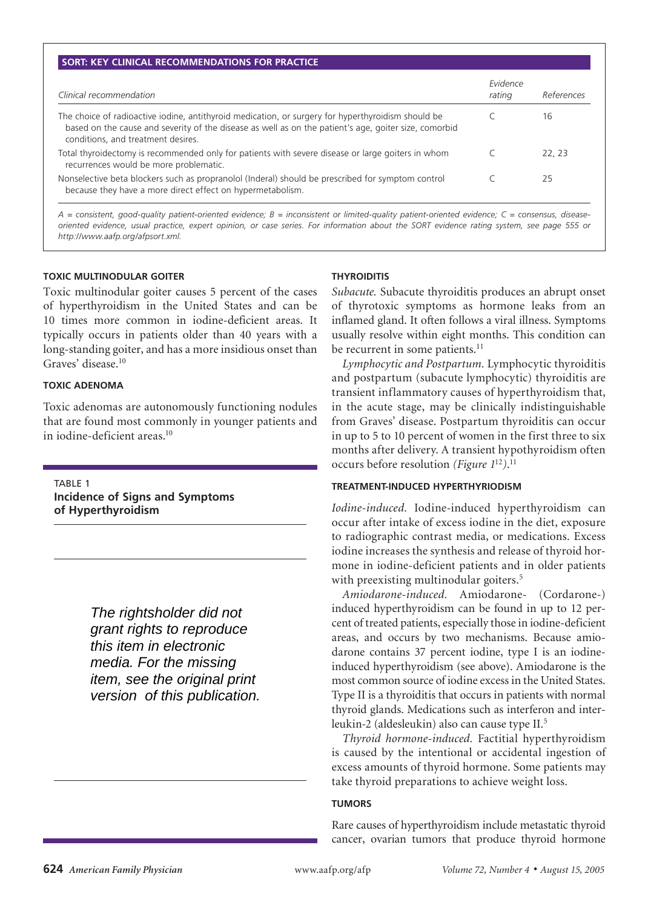**SORT: KEY CLINICAL RECOMMENDATIONS FOR PRACTICE**

| Clinical recommendation | Evidence rating | References |
| --- | --- | --- |
| The choice of radioactive iodine, antithyroid medication, or surgery for hyperthyroidism should be based on the cause and severity of the disease as well as on the patient's age, goiter size, comorbid conditions, and treatment desires. | C | 16 |
| Total thyroidectomy is recommended only for patients with severe disease or large goiters in whom recurrences would be more problematic. | C | 22, 23 |
| Nonselective beta blockers such as propranolol (Inderal) should be prescribed for symptom control because they have a more direct effect on hypermetabolism. | C | 25 |

*A = consistent, good-quality patient-oriented evidence; B = inconsistent or limited-quality patient-oriented evidence; C = consensus, disease-oriented evidence, usual practice, expert opinion, or case series. For information about the SORT evidence rating system, see page 555 or http://www.aafp.org/afpsort.xml.*

### TOXIC MULTINODULAR GOITER

Toxic multinodular goiter causes 5 percent of the cases of hyperthyroidism in the United States and can be 10 times more common in iodine-deficient areas. It typically occurs in patients older than 40 years with a long-standing goiter, and has a more insidious onset than Graves' disease.[10]

### TOXIC ADENOMA

Toxic adenomas are autonomously functioning nodules that are found most commonly in younger patients and in iodine-deficient areas.[10]

TABLE 1
**Incidence of Signs and Symptoms of Hyperthyroidism**

*The rightsholder did not grant rights to reproduce this item in electronic media. For the missing item, see the original print version of this publication.*

### THYROIDITIS

*Subacute.* Subacute thyroiditis produces an abrupt onset of thyrotoxic symptoms as hormone leaks from an inflamed gland. It often follows a viral illness. Symptoms usually resolve within eight months. This condition can be recurrent in some patients.[11]

*Lymphocytic and Postpartum.* Lymphocytic thyroiditis and postpartum (subacute lymphocytic) thyroiditis are transient inflammatory causes of hyperthyroidism that, in the acute stage, may be clinically indistinguishable from Graves' disease. Postpartum thyroiditis can occur in up to 5 to 10 percent of women in the first three to six months after delivery. A transient hypothyroidism often occurs before resolution *(Figure 1[12])*.[11]

### TREATMENT-INDUCED HYPERTHYRIODISM

*Iodine-induced.* Iodine-induced hyperthyroidism can occur after intake of excess iodine in the diet, exposure to radiographic contrast media, or medications. Excess iodine increases the synthesis and release of thyroid hormone in iodine-deficient patients and in older patients with preexisting multinodular goiters.[5]

*Amiodarone-induced.* Amiodarone- (Cordarone-) induced hyperthyroidism can be found in up to 12 percent of treated patients, especially those in iodine-deficient areas, and occurs by two mechanisms. Because amiodarone contains 37 percent iodine, type I is an iodine-induced hyperthyroidism (see above). Amiodarone is the most common source of iodine excess in the United States. Type II is a thyroiditis that occurs in patients with normal thyroid glands. Medications such as interferon and interleukin-2 (aldesleukin) also can cause type II.[5]

*Thyroid hormone-induced.* Factitial hyperthyroidism is caused by the intentional or accidental ingestion of excess amounts of thyroid hormone. Some patients may take thyroid preparations to achieve weight loss.

### TUMORS

Rare causes of hyperthyroidism include metastatic thyroid cancer, ovarian tumors that produce thyroid hormone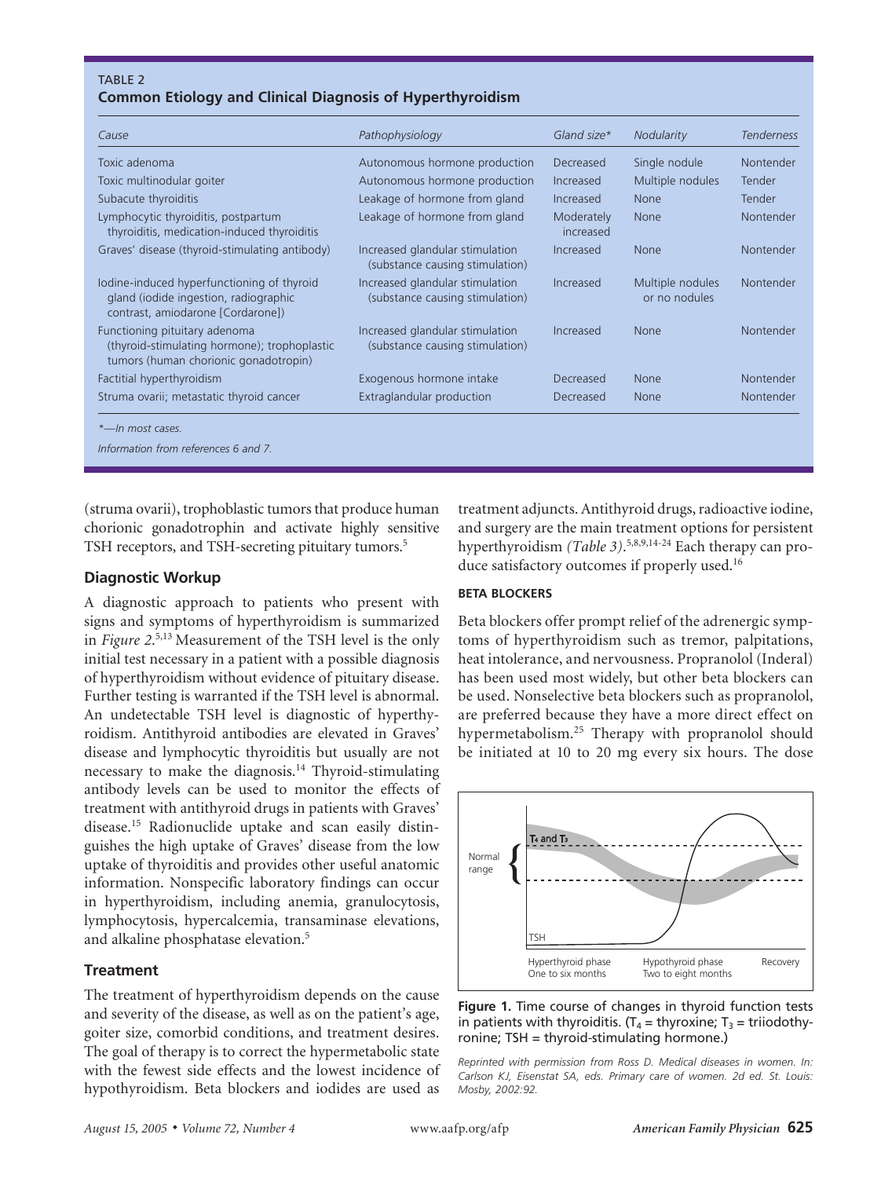**TABLE 2**
**Common Etiology and Clinical Diagnosis of Hyperthyroidism**

| *Cause* | *Pathophysiology* | *Gland size\** | *Nodularity* | *Tenderness* |
|---|---|---|---|---|
| Toxic adenoma | Autonomous hormone production | Decreased | Single nodule | Nontender |
| Toxic multinodular goiter | Autonomous hormone production | Increased | Multiple nodules | Tender |
| Subacute thyroiditis | Leakage of hormone from gland | Increased | None | Tender |
| Lymphocytic thyroiditis, postpartum thyroiditis, medication-induced thyroiditis | Leakage of hormone from gland | Moderately increased | None | Nontender |
| Graves' disease (thyroid-stimulating antibody) | Increased glandular stimulation (substance causing stimulation) | Increased | None | Nontender |
| Iodine-induced hyperfunctioning of thyroid gland (iodide ingestion, radiographic contrast, amiodarone [Cordarone]) | Increased glandular stimulation (substance causing stimulation) | Increased | Multiple nodules or no nodules | Nontender |
| Functioning pituitary adenoma (thyroid-stimulating hormone); trophoplastic tumors (human chorionic gonadotropin) | Increased glandular stimulation (substance causing stimulation) | Increased | None | Nontender |
| Factitial hyperthyroidism | Exogenous hormone intake | Decreased | None | Nontender |
| Struma ovarii; metastatic thyroid cancer | Extraglandular production | Decreased | None | Nontender |

*\*—In most cases.*

*Information from references 6 and 7.*

(struma ovarii), trophoblastic tumors that produce human chorionic gonadotrophin and activate highly sensitive TSH receptors, and TSH-secreting pituitary tumors.[5]

### Diagnostic Workup

A diagnostic approach to patients who present with signs and symptoms of hyperthyroidism is summarized in *Figure 2*.[5,13] Measurement of the TSH level is the only initial test necessary in a patient with a possible diagnosis of hyperthyroidism without evidence of pituitary disease. Further testing is warranted if the TSH level is abnormal. An undetectable TSH level is diagnostic of hyperthyroidism. Antithyroid antibodies are elevated in Graves' disease and lymphocytic thyroiditis but usually are not necessary to make the diagnosis.[14] Thyroid-stimulating antibody levels can be used to monitor the effects of treatment with antithyroid drugs in patients with Graves' disease.[15] Radionuclide uptake and scan easily distinguishes the high uptake of Graves' disease from the low uptake of thyroiditis and provides other useful anatomic information. Nonspecific laboratory findings can occur in hyperthyroidism, including anemia, granulocytosis, lymphocytosis, hypercalcemia, transaminase elevations, and alkaline phosphatase elevation.[5]

### Treatment

The treatment of hyperthyroidism depends on the cause and severity of the disease, as well as on the patient's age, goiter size, comorbid conditions, and treatment desires. The goal of therapy is to correct the hypermetabolic state with the fewest side effects and the lowest incidence of hypothyroidism. Beta blockers and iodides are used as treatment adjuncts. Antithyroid drugs, radioactive iodine, and surgery are the main treatment options for persistent hyperthyroidism *(Table 3)*.[5,8,9,14-24] Each therapy can produce satisfactory outcomes if properly used.[16]

#### BETA BLOCKERS

Beta blockers offer prompt relief of the adrenergic symptoms of hyperthyroidism such as tremor, palpitations, heat intolerance, and nervousness. Propranolol (Inderal) has been used most widely, but other beta blockers can be used. Nonselective beta blockers such as propranolol, are preferred because they have a more direct effect on hypermetabolism.[25] Therapy with propranolol should be initiated at 10 to 20 mg every six hours. The dose

**Figure 1.** Time course of changes in thyroid function tests in patients with thyroiditis. ($T_4$ = thyroxine; $T_3$ = triiodothyronine; TSH = thyroid-stimulating hormone.)

*Reprinted with permission from Ross D. Medical diseases in women. In: Carlson KJ, Eisenstat SA, eds. Primary care of women. 2d ed. St. Louis: Mosby, 2002:92.*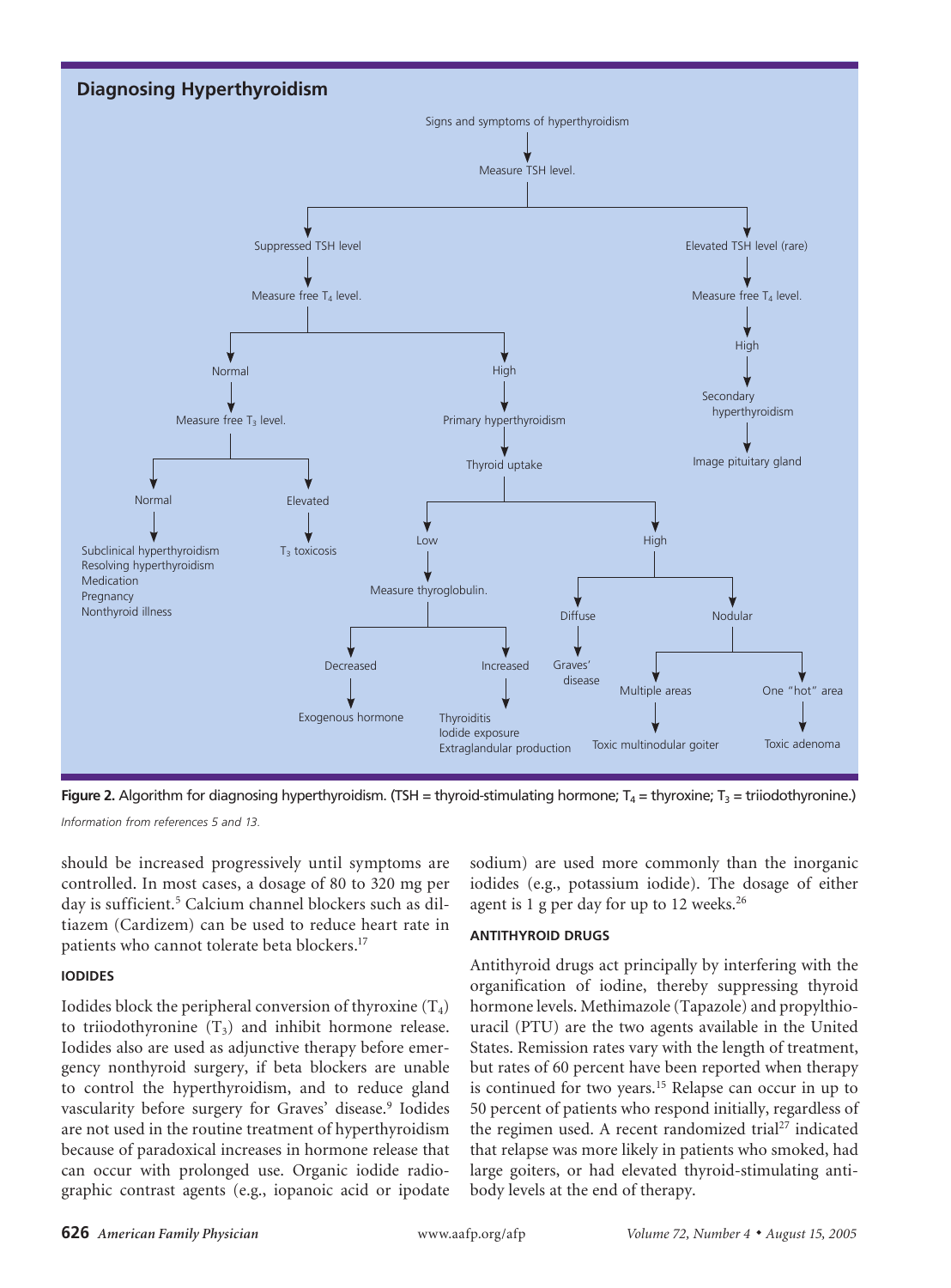**Diagnosing Hyperthyroidism**

Signs and symptoms of hyperthyroidism

Measure TSH level.

Suppressed TSH level

Measure free $T_4$ level.

Normal

Measure free $T_3$ level.

Normal

Subclinical hyperthyroidism
Resolving hyperthyroidism
Medication
Pregnancy
Nonthyroid illness

Elevated

$T_3$ toxicosis

High

Primary hyperthyroidism

Thyroid uptake

Low

Measure thyroglobulin.

Decreased

Exogenous hormone

Increased

Thyroiditis
Iodide exposure
Extraglandular production

High

Diffuse

Graves' disease

Nodular

Multiple areas

Toxic multinodular goiter

One "hot" area

Toxic adenoma

Elevated TSH level (rare)

Measure free $T_4$ level.

High

Secondary hyperthyroidism

Image pituitary gland

**Figure 2.** Algorithm for diagnosing hyperthyroidism. (TSH = thyroid-stimulating hormone; $T_4$ = thyroxine; $T_3$ = triiodothyronine.)

*Information from references 5 and 13.*

should be increased progressively until symptoms are controlled. In most cases, a dosage of 80 to 320 mg per day is sufficient.[5] Calcium channel blockers such as diltiazem (Cardizem) can be used to reduce heart rate in patients who cannot tolerate beta blockers.[17]

### IODIDES

Iodides block the peripheral conversion of thyroxine ($T_4$) to triiodothyronine ($T_3$) and inhibit hormone release. Iodides also are used as adjunctive therapy before emergency nonthyroid surgery, if beta blockers are unable to control the hyperthyroidism, and to reduce gland vascularity before surgery for Graves' disease.[9] Iodides are not used in the routine treatment of hyperthyroidism because of paradoxical increases in hormone release that can occur with prolonged use. Organic iodide radiographic contrast agents (e.g., iopanoic acid or ipodate sodium) are used more commonly than the inorganic iodides (e.g., potassium iodide). The dosage of either agent is 1 g per day for up to 12 weeks.[26]

### ANTITHYROID DRUGS

Antithyroid drugs act principally by interfering with the organification of iodine, thereby suppressing thyroid hormone levels. Methimazole (Tapazole) and propylthiouracil (PTU) are the two agents available in the United States. Remission rates vary with the length of treatment, but rates of 60 percent have been reported when therapy is continued for two years.[15] Relapse can occur in up to 50 percent of patients who respond initially, regardless of the regimen used. A recent randomized trial[27] indicated that relapse was more likely in patients who smoked, had large goiters, or had elevated thyroid-stimulating antibody levels at the end of therapy.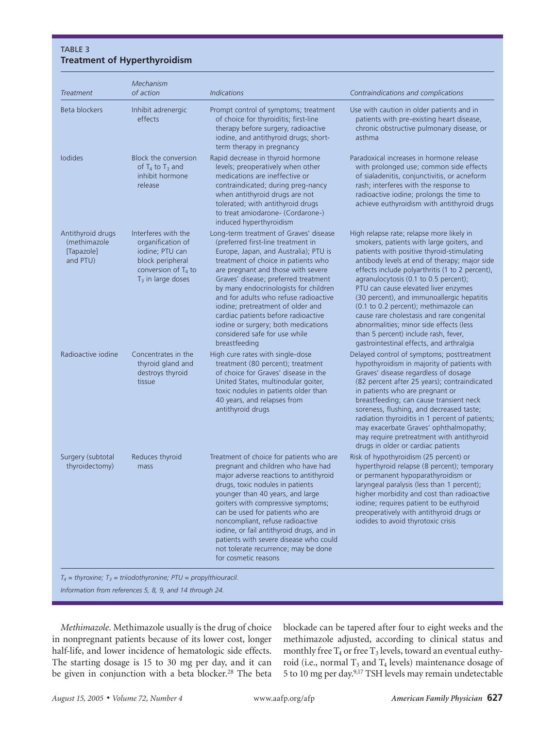TABLE 3
**Treatment of Hyperthyroidism**

| *Treatment* | *Mechanism of action* | *Indications* | *Contraindications and complications* |
|---|---|---|---|
| Beta blockers | Inhibit adrenergic effects | Prompt control of symptoms; treatment of choice for thyroiditis; first-line therapy before surgery, radioactive iodine, and antithyroid drugs; short-term therapy in pregnancy | Use with caution in older patients and in patients with pre-existing heart disease, chronic obstructive pulmonary disease, or asthma |
| Iodides | Block the conversion of $T_4$ to $T_3$ and inhibit hormone release | Rapid decrease in thyroid hormone levels; preoperatively when other medications are ineffective or contraindicated; during preg-nancy when antithyroid drugs are not tolerated; with antithyroid drugs to treat amiodarone- (Cordarone-) induced hyperthyroidism | Paradoxical increases in hormone release with prolonged use; common side effects of sialadenitis, conjunctivitis, or acneform rash; interferes with the response to radioactive iodine; prolongs the time to achieve euthyroidism with antithyroid drugs |
| Antithyroid drugs (methimazole [Tapazole] and PTU) | Interferes with the organification of iodine; PTU can block peripheral conversion of $T_4$ to $T_3$ in large doses | Long-term treatment of Graves' disease (preferred first-line treatment in Europe, Japan, and Australia); PTU is treatment of choice in patients who are pregnant and those with severe Graves' disease; preferred treatment by many endocrinologists for children and for adults who refuse radioactive iodine; pretreatment of older and cardiac patients before radioactive iodine or surgery; both medications considered safe for use while breastfeeding | High relapse rate; relapse more likely in smokers, patients with large goiters, and patients with positive thyroid-stimulating antibody levels at end of therapy; major side effects include polyarthritis (1 to 2 percent), agranulocytosis (0.1 to 0.5 percent); PTU can cause elevated liver enzymes (30 percent), and immunoallergic hepatitis (0.1 to 0.2 percent); methimazole can cause rare cholestasis and rare congenital abnormalities; minor side effects (less than 5 percent) include rash, fever, gastrointestinal effects, and arthralgia |
| Radioactive iodine | Concentrates in the thyroid gland and destroys thyroid tissue | High cure rates with single-dose treatment (80 percent); treatment of choice for Graves' disease in the United States, multinodular goiter, toxic nodules in patients older than 40 years, and relapses from antithyroid drugs | Delayed control of symptoms; posttreatment hypothyroidism in majority of patients with Graves' disease regardless of dosage (82 percent after 25 years); contraindicated in patients who are pregnant or breastfeeding; can cause transient neck soreness, flushing, and decreased taste; radiation thyroiditis in 1 percent of patients; may exacerbate Graves' ophthalmopathy; may require pretreatment with antithyroid drugs in older or cardiac patients |
| Surgery (subtotal thyroidectomy) | Reduces thyroid mass | Treatment of choice for patients who are pregnant and children who have had major adverse reactions to antithyroid drugs, toxic nodules in patients younger than 40 years, and large goiters with compressive symptoms; can be used for patients who are noncompliant, refuse radioactive iodine, or fail antithyroid drugs, and in patients with severe disease who could not tolerate recurrence; may be done for cosmetic reasons | Risk of hypothyroidism (25 percent) or hyperthyroid relapse (8 percent); temporary or permanent hypoparathyroidism or laryngeal paralysis (less than 1 percent); higher morbidity and cost than radioactive iodine; requires patient to be euthyroid preoperatively with antithyroid drugs or iodides to avoid thyrotoxic crisis |

*$T_4$ = thyroxine; $T_3$ = triiodothyronine; PTU = propylthiouracil.*

*Information from references 5, 8, 9, and 14 through 24.*

*Methimazole.* Methimazole usually is the drug of choice in nonpregnant patients because of its lower cost, longer half-life, and lower incidence of hematologic side effects. The starting dosage is 15 to 30 mg per day, and it can be given in conjunction with a beta blocker.[28] The beta blockade can be tapered after four to eight weeks and the methimazole adjusted, according to clinical status and monthly free $T_4$ or free $T_3$ levels, toward an eventual euthyroid (i.e., normal $T_3$ and $T_4$ levels) maintenance dosage of 5 to 10 mg per day.[9,17] TSH levels may remain undetectable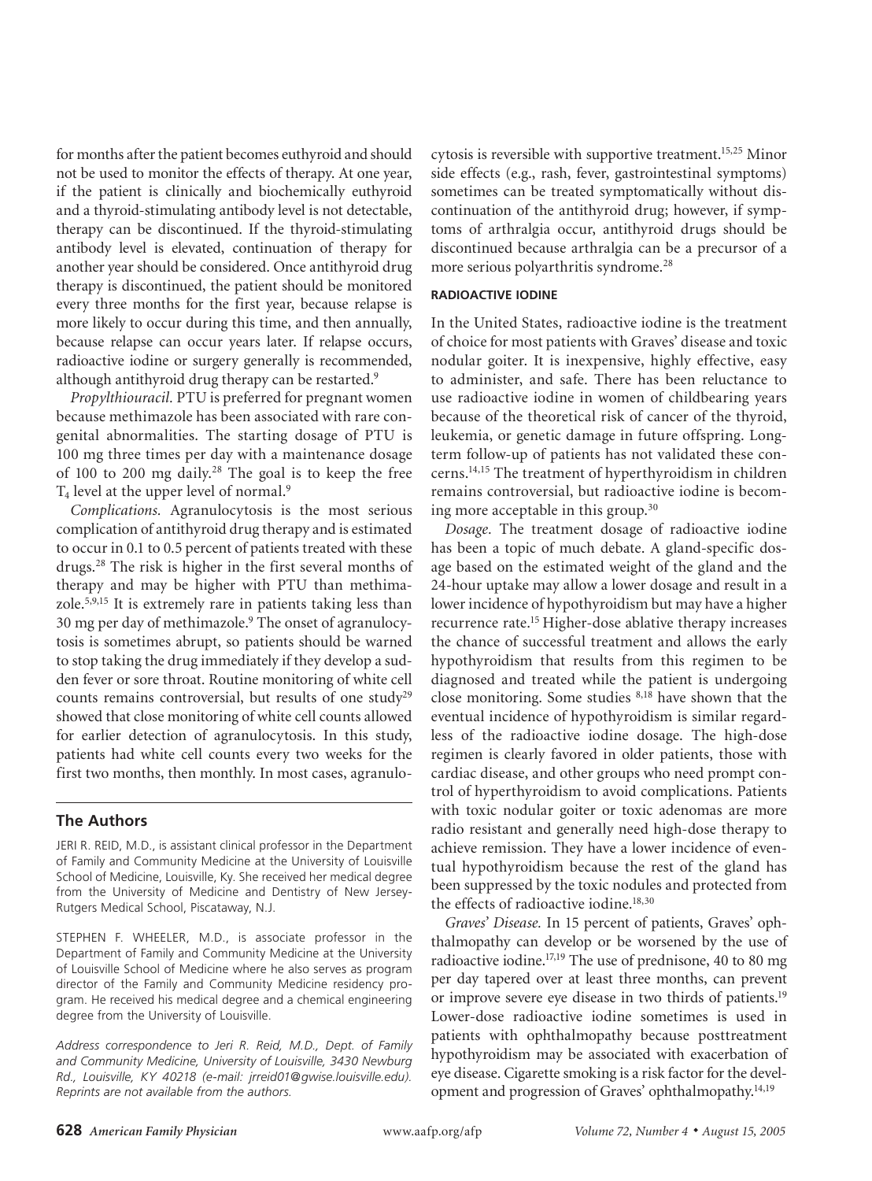for months after the patient becomes euthyroid and should not be used to monitor the effects of therapy. At one year, if the patient is clinically and biochemically euthyroid and a thyroid-stimulating antibody level is not detectable, therapy can be discontinued. If the thyroid-stimulating antibody level is elevated, continuation of therapy for another year should be considered. Once antithyroid drug therapy is discontinued, the patient should be monitored every three months for the first year, because relapse is more likely to occur during this time, and then annually, because relapse can occur years later. If relapse occurs, radioactive iodine or surgery generally is recommended, although antithyroid drug therapy can be restarted.[9]

*Propylthiouracil.* PTU is preferred for pregnant women because methimazole has been associated with rare congenital abnormalities. The starting dosage of PTU is 100 mg three times per day with a maintenance dosage of 100 to 200 mg daily.[28] The goal is to keep the free $T_4$ level at the upper level of normal.[9]

*Complications.* Agranulocytosis is the most serious complication of antithyroid drug therapy and is estimated to occur in 0.1 to 0.5 percent of patients treated with these drugs.[28] The risk is higher in the first several months of therapy and may be higher with PTU than methimazole.[5,9,15] It is extremely rare in patients taking less than 30 mg per day of methimazole.[9] The onset of agranulocytosis is sometimes abrupt, so patients should be warned to stop taking the drug immediately if they develop a sudden fever or sore throat. Routine monitoring of white cell counts remains controversial, but results of one study[29] showed that close monitoring of white cell counts allowed for earlier detection of agranulocytosis. In this study, patients had white cell counts every two weeks for the first two months, then monthly. In most cases, agranulocytosis is reversible with supportive treatment.[15,25] Minor side effects (e.g., rash, fever, gastrointestinal symptoms) sometimes can be treated symptomatically without discontinuation of the antithyroid drug; however, if symptoms of arthralgia occur, antithyroid drugs should be discontinued because arthralgia can be a precursor of a more serious polyarthritis syndrome.[28]

#### RADIOACTIVE IODINE

In the United States, radioactive iodine is the treatment of choice for most patients with Graves' disease and toxic nodular goiter. It is inexpensive, highly effective, easy to administer, and safe. There has been reluctance to use radioactive iodine in women of childbearing years because of the theoretical risk of cancer of the thyroid, leukemia, or genetic damage in future offspring. Long-term follow-up of patients has not validated these concerns.[14,15] The treatment of hyperthyroidism in children remains controversial, but radioactive iodine is becoming more acceptable in this group.[30]

*Dosage.* The treatment dosage of radioactive iodine has been a topic of much debate. A gland-specific dosage based on the estimated weight of the gland and the 24-hour uptake may allow a lower dosage and result in a lower incidence of hypothyroidism but may have a higher recurrence rate.[15] Higher-dose ablative therapy increases the chance of successful treatment and allows the early hypothyroidism that results from this regimen to be diagnosed and treated while the patient is undergoing close monitoring. Some studies[8,18] have shown that the eventual incidence of hypothyroidism is similar regardless of the radioactive iodine dosage. The high-dose regimen is clearly favored in older patients, those with cardiac disease, and other groups who need prompt control of hyperthyroidism to avoid complications. Patients with toxic nodular goiter or toxic adenomas are more radio resistant and generally need high-dose therapy to achieve remission. They have a lower incidence of eventual hypothyroidism because the rest of the gland has been suppressed by the toxic nodules and protected from the effects of radioactive iodine.[18,30]

*Graves' Disease.* In 15 percent of patients, Graves' ophthalmopathy can develop or be worsened by the use of radioactive iodine.[17,19] The use of prednisone, 40 to 80 mg per day tapered over at least three months, can prevent or improve severe eye disease in two thirds of patients.[19] Lower-dose radioactive iodine sometimes is used in patients with ophthalmopathy because posttreatment hypothyroidism may be associated with exacerbation of eye disease. Cigarette smoking is a risk factor for the development and progression of Graves' ophthalmopathy.[14,19]

### The Authors

JERI R. REID, M.D., is assistant clinical professor in the Department of Family and Community Medicine at the University of Louisville School of Medicine, Louisville, Ky. She received her medical degree from the University of Medicine and Dentistry of New Jersey-Rutgers Medical School, Piscataway, N.J.

STEPHEN F. WHEELER, M.D., is associate professor in the Department of Family and Community Medicine at the University of Louisville School of Medicine where he also serves as program director of the Family and Community Medicine residency program. He received his medical degree and a chemical engineering degree from the University of Louisville.

*Address correspondence to Jeri R. Reid, M.D., Dept. of Family and Community Medicine, University of Louisville, 3430 Newburg Rd., Louisville, KY 40218 (e-mail: jrreid01@gwise.louisville.edu). Reprints are not available from the authors.*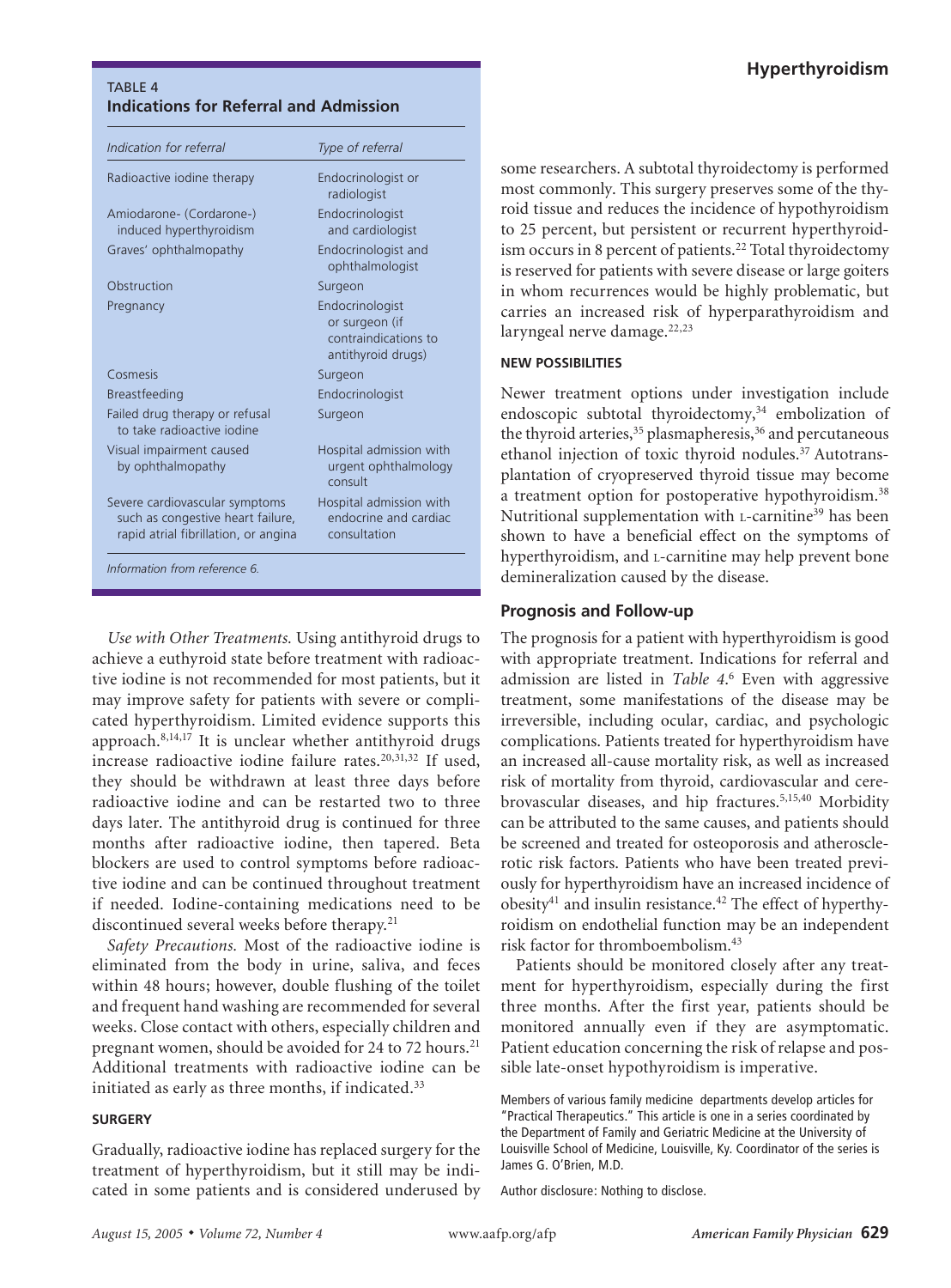TABLE 4
**Indications for Referral and Admission**

| *Indication for referral* | *Type of referral* |
|---|---|
| Radioactive iodine therapy | Endocrinologist or radiologist |
| Amiodarone- (Cordarone-) induced hyperthyroidism | Endocrinologist and cardiologist |
| Graves' ophthalmopathy | Endocrinologist and ophthalmologist |
| Obstruction | Surgeon |
| Pregnancy | Endocrinologist or surgeon (if contraindications to antithyroid drugs) |
| Cosmesis | Surgeon |
| Breastfeeding | Endocrinologist |
| Failed drug therapy or refusal to take radioactive iodine | Surgeon |
| Visual impairment caused by ophthalmopathy | Hospital admission with urgent ophthalmology consult |
| Severe cardiovascular symptoms such as congestive heart failure, rapid atrial fibrillation, or angina | Hospital admission with endocrine and cardiac consultation |

*Information from reference 6.*

*Use with Other Treatments.* Using antithyroid drugs to achieve a euthyroid state before treatment with radioactive iodine is not recommended for most patients, but it may improve safety for patients with severe or complicated hyperthyroidism. Limited evidence supports this approach.[8,14,17] It is unclear whether antithyroid drugs increase radioactive iodine failure rates.[20,31,32] If used, they should be withdrawn at least three days before radioactive iodine and can be restarted two to three days later. The antithyroid drug is continued for three months after radioactive iodine, then tapered. Beta blockers are used to control symptoms before radioactive iodine and can be continued throughout treatment if needed. Iodine-containing medications need to be discontinued several weeks before therapy.[21]

*Safety Precautions.* Most of the radioactive iodine is eliminated from the body in urine, saliva, and feces within 48 hours; however, double flushing of the toilet and frequent hand washing are recommended for several weeks. Close contact with others, especially children and pregnant women, should be avoided for 24 to 72 hours.[21] Additional treatments with radioactive iodine can be initiated as early as three months, if indicated.[33]

#### SURGERY

Gradually, radioactive iodine has replaced surgery for the treatment of hyperthyroidism, but it still may be indicated in some patients and is considered underused by some researchers. A subtotal thyroidectomy is performed most commonly. This surgery preserves some of the thyroid tissue and reduces the incidence of hypothyroidism to 25 percent, but persistent or recurrent hyperthyroidism occurs in 8 percent of patients.[22] Total thyroidectomy is reserved for patients with severe disease or large goiters in whom recurrences would be highly problematic, but carries an increased risk of hyperparathyroidism and laryngeal nerve damage.[22,23]

#### NEW POSSIBILITIES

Newer treatment options under investigation include endoscopic subtotal thyroidectomy,[34] embolization of the thyroid arteries,[35] plasmapheresis,[36] and percutaneous ethanol injection of toxic thyroid nodules.[37] Autotransplantation of cryopreserved thyroid tissue may become a treatment option for postoperative hypothyroidism.[38] Nutritional supplementation with L-carnitine[39] has been shown to have a beneficial effect on the symptoms of hyperthyroidism, and L-carnitine may help prevent bone demineralization caused by the disease.

## Prognosis and Follow-up

The prognosis for a patient with hyperthyroidism is good with appropriate treatment. Indications for referral and admission are listed in *Table 4*.[6] Even with aggressive treatment, some manifestations of the disease may be irreversible, including ocular, cardiac, and psychologic complications. Patients treated for hyperthyroidism have an increased all-cause mortality risk, as well as increased risk of mortality from thyroid, cardiovascular and cerebrovascular diseases, and hip fractures.[5,15,40] Morbidity can be attributed to the same causes, and patients should be screened and treated for osteoporosis and atherosclerotic risk factors. Patients who have been treated previously for hyperthyroidism have an increased incidence of obesity[41] and insulin resistance.[42] The effect of hyperthyroidism on endothelial function may be an independent risk factor for thromboembolism.[43]

Patients should be monitored closely after any treatment for hyperthyroidism, especially during the first three months. After the first year, patients should be monitored annually even if they are asymptomatic. Patient education concerning the risk of relapse and possible late-onset hypothyroidism is imperative.

Members of various family medicine departments develop articles for "Practical Therapeutics." This article is one in a series coordinated by the Department of Family and Geriatric Medicine at the University of Louisville School of Medicine, Louisville, Ky. Coordinator of the series is James G. O'Brien, M.D.

Author disclosure: Nothing to disclose.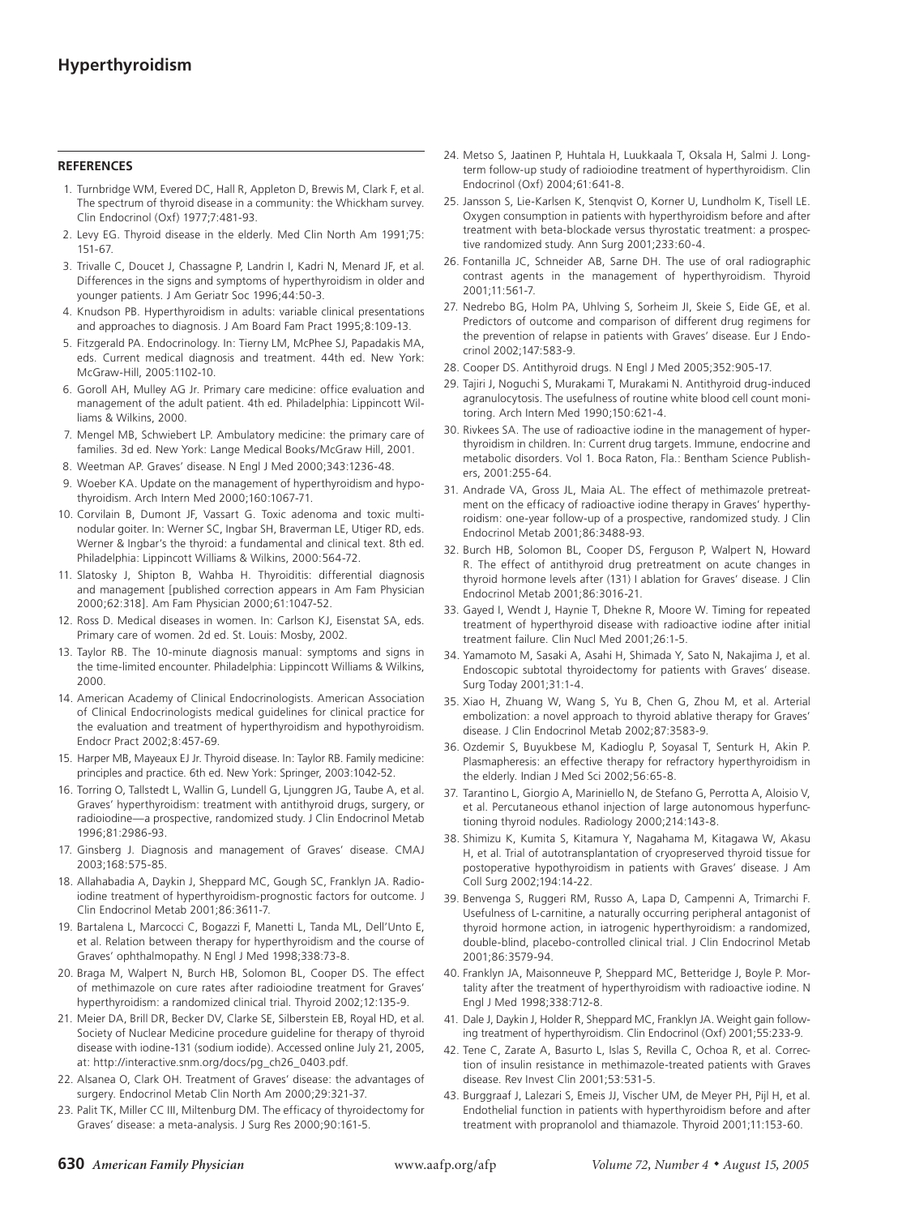### REFERENCES

1. Turnbridge WM, Evered DC, Hall R, Appleton D, Brewis M, Clark F, et al. The spectrum of thyroid disease in a community: the Whickham survey. Clin Endocrinol (Oxf) 1977;7:481-93.
2. Levy EG. Thyroid disease in the elderly. Med Clin North Am 1991;75: 151-67.
3. Trivalle C, Doucet J, Chassagne P, Landrin I, Kadri N, Menard JF, et al. Differences in the signs and symptoms of hyperthyroidism in older and younger patients. J Am Geriatr Soc 1996;44:50-3.
4. Knudson PB. Hyperthyroidism in adults: variable clinical presentations and approaches to diagnosis. J Am Board Fam Pract 1995;8:109-13.
5. Fitzgerald PA. Endocrinology. In: Tierny LM, McPhee SJ, Papadakis MA, eds. Current medical diagnosis and treatment. 44th ed. New York: McGraw-Hill, 2005:1102-10.
6. Goroll AH, Mulley AG Jr. Primary care medicine: office evaluation and management of the adult patient. 4th ed. Philadelphia: Lippincott Williams & Wilkins, 2000.
7. Mengel MB, Schwiebert LP. Ambulatory medicine: the primary care of families. 3d ed. New York: Lange Medical Books/McGraw Hill, 2001.
8. Weetman AP. Graves' disease. N Engl J Med 2000;343:1236-48.
9. Woeber KA. Update on the management of hyperthyroidism and hypothyroidism. Arch Intern Med 2000;160:1067-71.
10. Corvilain B, Dumont JF, Vassart G. Toxic adenoma and toxic multinodular goiter. In: Werner SC, Ingbar SH, Braverman LE, Utiger RD, eds. Werner & Ingbar's the thyroid: a fundamental and clinical text. 8th ed. Philadelphia: Lippincott Williams & Wilkins, 2000:564-72.
11. Slatosky J, Shipton B, Wahba H. Thyroiditis: differential diagnosis and management [published correction appears in Am Fam Physician 2000;62:318]. Am Fam Physician 2000;61:1047-52.
12. Ross D. Medical diseases in women. In: Carlson KJ, Eisenstat SA, eds. Primary care of women. 2d ed. St. Louis: Mosby, 2002.
13. Taylor RB. The 10-minute diagnosis manual: symptoms and signs in the time-limited encounter. Philadelphia: Lippincott Williams & Wilkins, 2000.
14. American Academy of Clinical Endocrinologists. American Association of Clinical Endocrinologists medical guidelines for clinical practice for the evaluation and treatment of hyperthyroidism and hypothyroidism. Endocr Pract 2002;8:457-69.
15. Harper MB, Mayeaux EJ Jr. Thyroid disease. In: Taylor RB. Family medicine: principles and practice. 6th ed. New York: Springer, 2003:1042-52.
16. Torring O, Tallstedt L, Wallin G, Lundell G, Ljunggren JG, Taube A, et al. Graves' hyperthyroidism: treatment with antithyroid drugs, surgery, or radioiodine—a prospective, randomized study. J Clin Endocrinol Metab 1996;81:2986-93.
17. Ginsberg J. Diagnosis and management of Graves' disease. CMAJ 2003;168:575-85.
18. Allahabadia A, Daykin J, Sheppard MC, Gough SC, Franklyn JA. Radioiodine treatment of hyperthyroidism-prognostic factors for outcome. J Clin Endocrinol Metab 2001;86:3611-7.
19. Bartalena L, Marcocci C, Bogazzi F, Manetti L, Tanda ML, Dell'Unto E, et al. Relation between therapy for hyperthyroidism and the course of Graves' ophthalmopathy. N Engl J Med 1998;338:73-8.
20. Braga M, Walpert N, Burch HB, Solomon BL, Cooper DS. The effect of methimazole on cure rates after radioiodine treatment for Graves' hyperthyroidism: a randomized clinical trial. Thyroid 2002;12:135-9.
21. Meier DA, Brill DR, Becker DV, Clarke SE, Silberstein EB, Royal HD, et al. Society of Nuclear Medicine procedure guideline for therapy of thyroid disease with iodine-131 (sodium iodide). Accessed online July 21, 2005, at: http://interactive.snm.org/docs/pg_ch26_0403.pdf.
22. Alsanea O, Clark OH. Treatment of Graves' disease: the advantages of surgery. Endocrinol Metab Clin North Am 2000;29:321-37.
23. Palit TK, Miller CC III, Miltenburg DM. The efficacy of thyroidectomy for Graves' disease: a meta-analysis. J Surg Res 2000;90:161-5.
24. Metso S, Jaatinen P, Huhtala H, Luukkaala T, Oksala H, Salmi J. Long-term follow-up study of radioiodine treatment of hyperthyroidism. Clin Endocrinol (Oxf) 2004;61:641-8.
25. Jansson S, Lie-Karlsen K, Stenqvist O, Korner U, Lundholm K, Tisell LE. Oxygen consumption in patients with hyperthyroidism before and after treatment with beta-blockade versus thyrostatic treatment: a prospective randomized study. Ann Surg 2001;233:60-4.
26. Fontanilla JC, Schneider AB, Sarne DH. The use of oral radiographic contrast agents in the management of hyperthyroidism. Thyroid 2001;11:561-7.
27. Nedrebo BG, Holm PA, Uhlving S, Sorheim JI, Skeie S, Eide GE, et al. Predictors of outcome and comparison of different drug regimens for the prevention of relapse in patients with Graves' disease. Eur J Endocrinol 2002;147:583-9.
28. Cooper DS. Antithyroid drugs. N Engl J Med 2005;352:905-17.
29. Tajiri J, Noguchi S, Murakami T, Murakami N. Antithyroid drug-induced agranulocytosis. The usefulness of routine white blood cell count monitoring. Arch Intern Med 1990;150:621-4.
30. Rivkees SA. The use of radioactive iodine in the management of hyperthyroidism in children. In: Current drug targets. Immune, endocrine and metabolic disorders. Vol 1. Boca Raton, Fla.: Bentham Science Publishers, 2001:255-64.
31. Andrade VA, Gross JL, Maia AL. The effect of methimazole pretreatment on the efficacy of radioactive iodine therapy in Graves' hyperthyroidism: one-year follow-up of a prospective, randomized study. J Clin Endocrinol Metab 2001;86:3488-93.
32. Burch HB, Solomon BL, Cooper DS, Ferguson P, Walpert N, Howard R. The effect of antithyroid drug pretreatment on acute changes in thyroid hormone levels after (131) I ablation for Graves' disease. J Clin Endocrinol Metab 2001;86:3016-21.
33. Gayed I, Wendt J, Haynie T, Dhekne R, Moore W. Timing for repeated treatment of hyperthyroid disease with radioactive iodine after initial treatment failure. Clin Nucl Med 2001;26:1-5.
34. Yamamoto M, Sasaki A, Asahi H, Shimada Y, Sato N, Nakajima J, et al. Endoscopic subtotal thyroidectomy for patients with Graves' disease. Surg Today 2001;31:1-4.
35. Xiao H, Zhuang W, Wang S, Yu B, Chen G, Zhou M, et al. Arterial embolization: a novel approach to thyroid ablative therapy for Graves' disease. J Clin Endocrinol Metab 2002;87:3583-9.
36. Ozdemir S, Buyukbese M, Kadioglu P, Soyasal T, Senturk H, Akin P. Plasmapheresis: an effective therapy for refractory hyperthyroidism in the elderly. Indian J Med Sci 2002;56:65-8.
37. Tarantino L, Giorgio A, Mariniello N, de Stefano G, Perrotta A, Aloisio V, et al. Percutaneous ethanol injection of large autonomous hyperfunctioning thyroid nodules. Radiology 2000;214:143-8.
38. Shimizu K, Kumita S, Kitamura Y, Nagahama M, Kitagawa W, Akasu H, et al. Trial of autotransplantation of cryopreserved thyroid tissue for postoperative hypothyroidism in patients with Graves' disease. J Am Coll Surg 2002;194:14-22.
39. Benvenga S, Ruggeri RM, Russo A, Lapa D, Campenni A, Trimarchi F. Usefulness of L-carnitine, a naturally occurring peripheral antagonist of thyroid hormone action, in iatrogenic hyperthyroidism: a randomized, double-blind, placebo-controlled clinical trial. J Clin Endocrinol Metab 2001;86:3579-94.
40. Franklyn JA, Maisonneuve P, Sheppard MC, Betteridge J, Boyle P. Mortality after the treatment of hyperthyroidism with radioactive iodine. N Engl J Med 1998;338:712-8.
41. Dale J, Daykin J, Holder R, Sheppard MC, Franklyn JA. Weight gain following treatment of hyperthyroidism. Clin Endocrinol (Oxf) 2001;55:233-9.
42. Tene C, Zarate A, Basurto L, Islas S, Revilla C, Ochoa R, et al. Correction of insulin resistance in methimazole-treated patients with Graves disease. Rev Invest Clin 2001;53:531-5.
43. Burggraaf J, Lalezari S, Emeis JJ, Vischer UM, de Meyer PH, Pijl H, et al. Endothelial function in patients with hyperthyroidism before and after treatment with propranolol and thiamazole. Thyroid 2001;11:153-60.